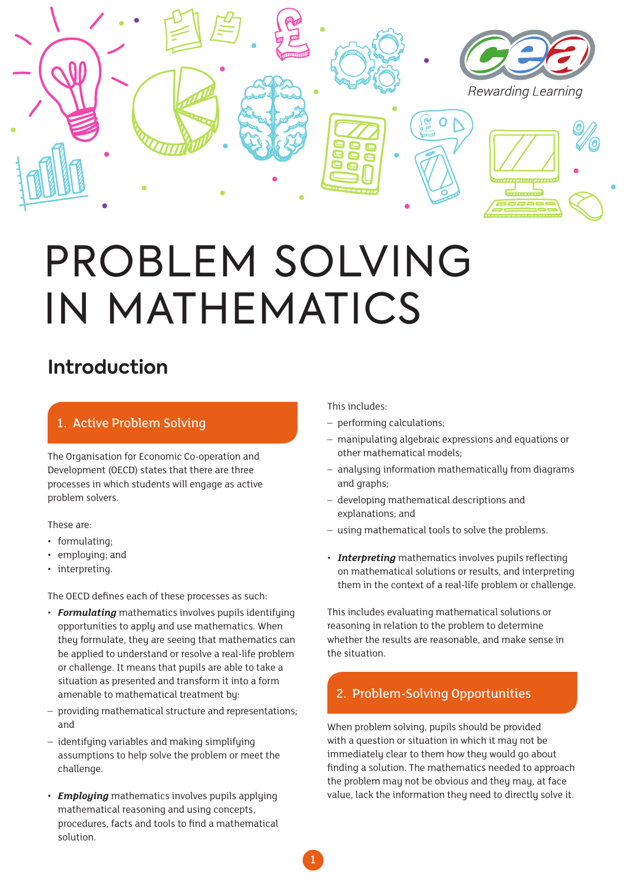# PROBLEM SOLVING IN MATHEMATICS

## Introduction

### 1. Active Problem Solving

The Organisation for Economic Co-operation and Development (OECD) states that there are three processes in which students will engage as active problem solvers.

These are:

- formulating;
- employing; and
- interpreting.

The OECD defines each of these processes as such:

- ***Formulating*** mathematics involves pupils identifying opportunities to apply and use mathematics. When they formulate, they are seeing that mathematics can be applied to understand or resolve a real-life problem or challenge. It means that pupils are able to take a situation as presented and transform it into a form amenable to mathematical treatment by:
  - providing mathematical structure and representations; and
  - identifying variables and making simplifying assumptions to help solve the problem or meet the challenge.

- ***Employing*** mathematics involves pupils applying mathematical reasoning and using concepts, procedures, facts and tools to find a mathematical solution.

  This includes:
  - performing calculations;
  - manipulating algebraic expressions and equations or other mathematical models;
  - analysing information mathematically from diagrams and graphs;
  - developing mathematical descriptions and explanations; and
  - using mathematical tools to solve the problems.

- ***Interpreting*** mathematics involves pupils reflecting on mathematical solutions or results, and interpreting them in the context of a real-life problem or challenge.

This includes evaluating mathematical solutions or reasoning in relation to the problem to determine whether the results are reasonable, and make sense in the situation.

### 2. Problem-Solving Opportunities

When problem solving, pupils should be provided with a question or situation in which it may not be immediately clear to them how they would go about finding a solution. The mathematics needed to approach the problem may not be obvious and they may, at face value, lack the information they need to directly solve it.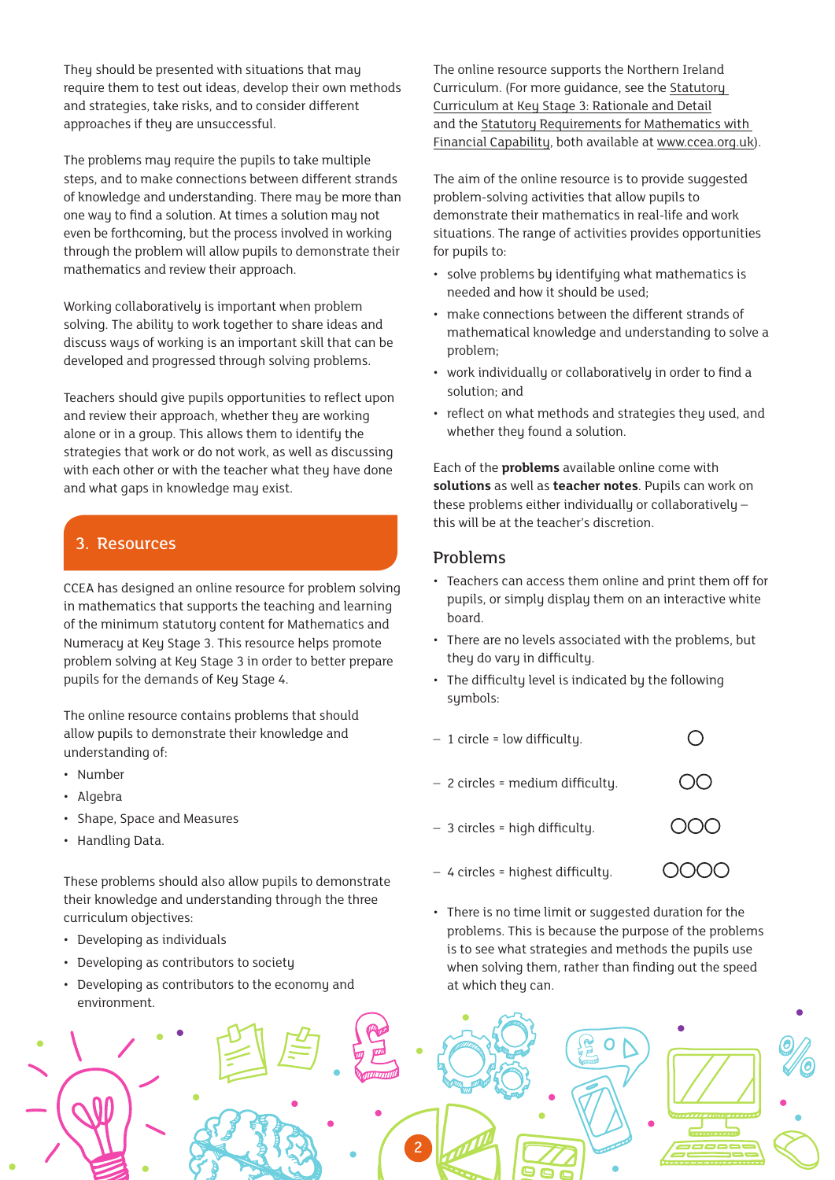They should be presented with situations that may require them to test out ideas, develop their own methods and strategies, take risks, and to consider different approaches if they are unsuccessful.

The problems may require the pupils to take multiple steps, and to make connections between different strands of knowledge and understanding. There may be more than one way to find a solution. At times a solution may not even be forthcoming, but the process involved in working through the problem will allow pupils to demonstrate their mathematics and review their approach.

Working collaboratively is important when problem solving. The ability to work together to share ideas and discuss ways of working is an important skill that can be developed and progressed through solving problems.

Teachers should give pupils opportunities to reflect upon and review their approach, whether they are working alone or in a group. This allows them to identify the strategies that work or do not work, as well as discussing with each other or with the teacher what they have done and what gaps in knowledge may exist.

## 3. Resources

CCEA has designed an online resource for problem solving in mathematics that supports the teaching and learning of the minimum statutory content for Mathematics and Numeracy at Key Stage 3. This resource helps promote problem solving at Key Stage 3 in order to better prepare pupils for the demands of Key Stage 4.

The online resource contains problems that should allow pupils to demonstrate their knowledge and understanding of:

- Number
- Algebra
- Shape, Space and Measures
- Handling Data.

These problems should also allow pupils to demonstrate their knowledge and understanding through the three curriculum objectives:

- Developing as individuals
- Developing as contributors to society
- Developing as contributors to the economy and environment.

The online resource supports the Northern Ireland Curriculum. (For more guidance, see the Statutory Curriculum at Key Stage 3: Rationale and Detail and the Statutory Requirements for Mathematics with Financial Capability, both available at www.ccea.org.uk).

The aim of the online resource is to provide suggested problem-solving activities that allow pupils to demonstrate their mathematics in real-life and work situations. The range of activities provides opportunities for pupils to:

- solve problems by identifying what mathematics is needed and how it should be used;
- make connections between the different strands of mathematical knowledge and understanding to solve a problem;
- work individually or collaboratively in order to find a solution; and
- reflect on what methods and strategies they used, and whether they found a solution.

Each of the **problems** available online come with **solutions** as well as **teacher notes**. Pupils can work on these problems either individually or collaboratively – this will be at the teacher's discretion.

### Problems

- Teachers can access them online and print them off for pupils, or simply display them on an interactive white board.
- There are no levels associated with the problems, but they do vary in difficulty.
- The difficulty level is indicated by the following symbols:
  - 1 circle = low difficulty. ○
  - 2 circles = medium difficulty. ○○
  - 3 circles = high difficulty. ○○○
  - 4 circles = highest difficulty. ○○○○
- There is no time limit or suggested duration for the problems. This is because the purpose of the problems is to see what strategies and methods the pupils use when solving them, rather than finding out the speed at which they can.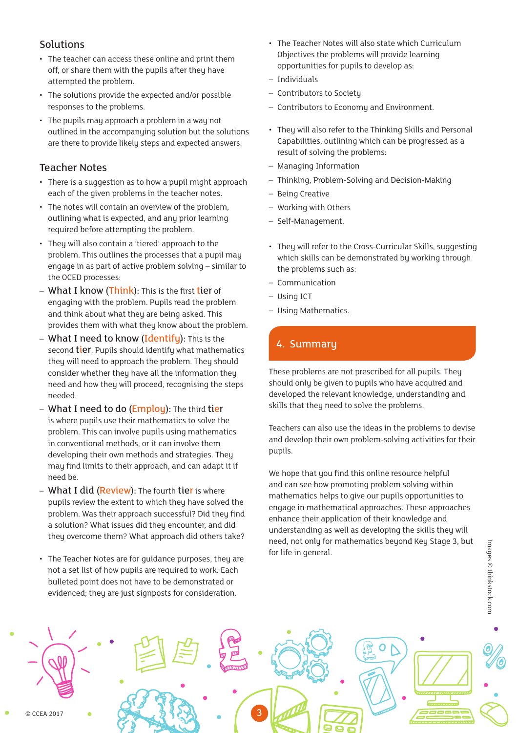### Solutions

- The teacher can access these online and print them off, or share them with the pupils after they have attempted the problem.
- The solutions provide the expected and/or possible responses to the problems.
- The pupils may approach a problem in a way not outlined in the accompanying solution but the solutions are there to provide likely steps and expected answers.

### Teacher Notes

- There is a suggestion as to how a pupil might approach each of the given problems in the teacher notes.
- The notes will contain an overview of the problem, outlining what is expected, and any prior learning required before attempting the problem.
- They will also contain a 'tiered' approach to the problem. This outlines the processes that a pupil may engage in as part of active problem solving – similar to the OCED processes:
  - What I know (Think): This is the first tier of engaging with the problem. Pupils read the problem and think about what they are being asked. This provides them with what they know about the problem.
  - What I need to know (Identify): This is the second tier. Pupils should identify what mathematics they will need to approach the problem. They should consider whether they have all the information they need and how they will proceed, recognising the steps needed.
  - What I need to do (Employ): The third tier is where pupils use their mathematics to solve the problem. This can involve pupils using mathematics in conventional methods, or it can involve them developing their own methods and strategies. They may find limits to their approach, and can adapt it if need be.
  - What I did (Review): The fourth tier is where pupils review the extent to which they have solved the problem. Was their approach successful? Did they find a solution? What issues did they encounter, and did they overcome them? What approach did others take?
- The Teacher Notes are for guidance purposes, they are not a set list of how pupils are required to work. Each bulleted point does not have to be demonstrated or evidenced; they are just signposts for consideration.
- The Teacher Notes will also state which Curriculum Objectives the problems will provide learning opportunities for pupils to develop as:
  - Individuals
  - Contributors to Society
  - Contributors to Economy and Environment.
- They will also refer to the Thinking Skills and Personal Capabilities, outlining which can be progressed as a result of solving the problems:
  - Managing Information
  - Thinking, Problem-Solving and Decision-Making
  - Being Creative
  - Working with Others
  - Self-Management.
- They will refer to the Cross-Curricular Skills, suggesting which skills can be demonstrated by working through the problems such as:
  - Communication
  - Using ICT
  - Using Mathematics.

## 4. Summary

These problems are not prescribed for all pupils. They should only be given to pupils who have acquired and developed the relevant knowledge, understanding and skills that they need to solve the problems.

Teachers can also use the ideas in the problems to devise and develop their own problem-solving activities for their pupils.

We hope that you find this online resource helpful and can see how promoting problem solving within mathematics helps to give our pupils opportunities to engage in mathematical approaches. These approaches enhance their application of their knowledge and understanding as well as developing the skills they will need, not only for mathematics beyond Key Stage 3, but for life in general.

Images © thinkstock.com

© CCEA 2017